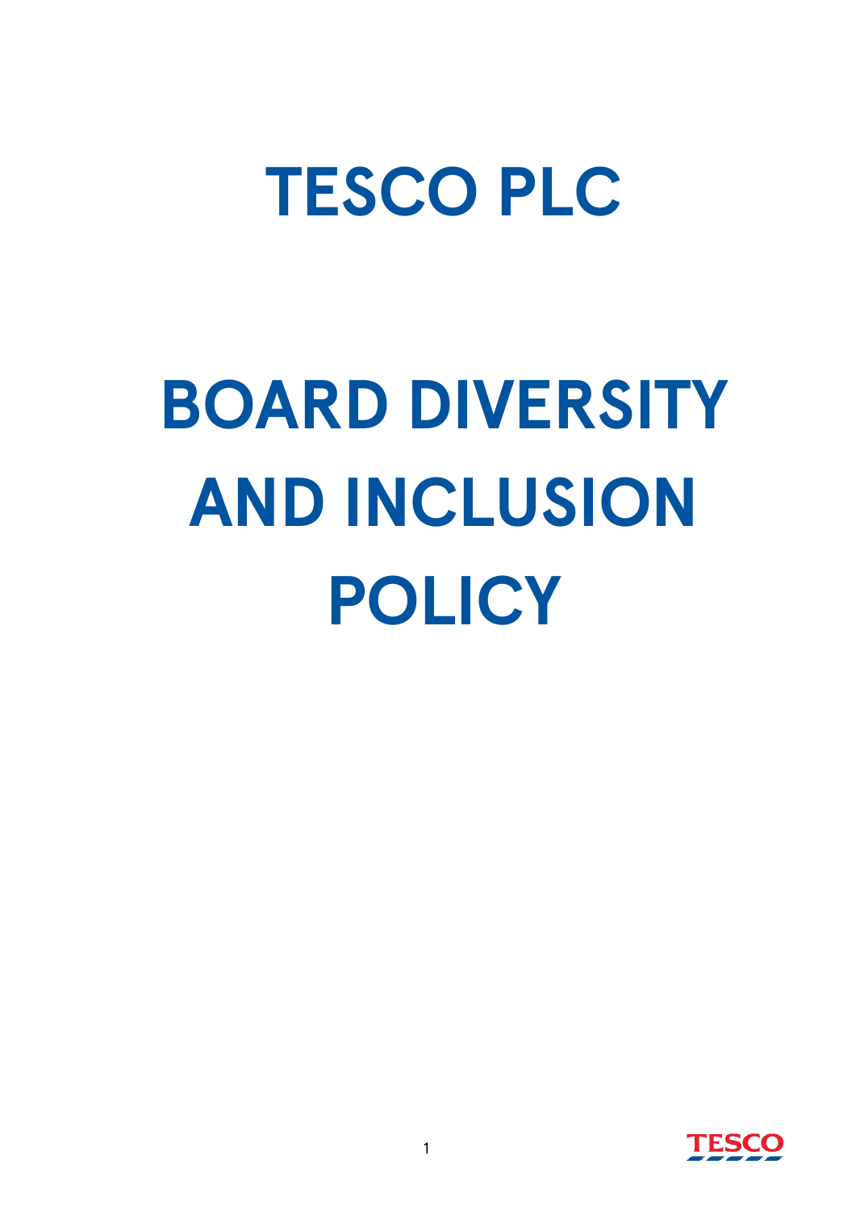# TESCO PLC

# BOARD DIVERSITY AND INCLUSION POLICY

TESCO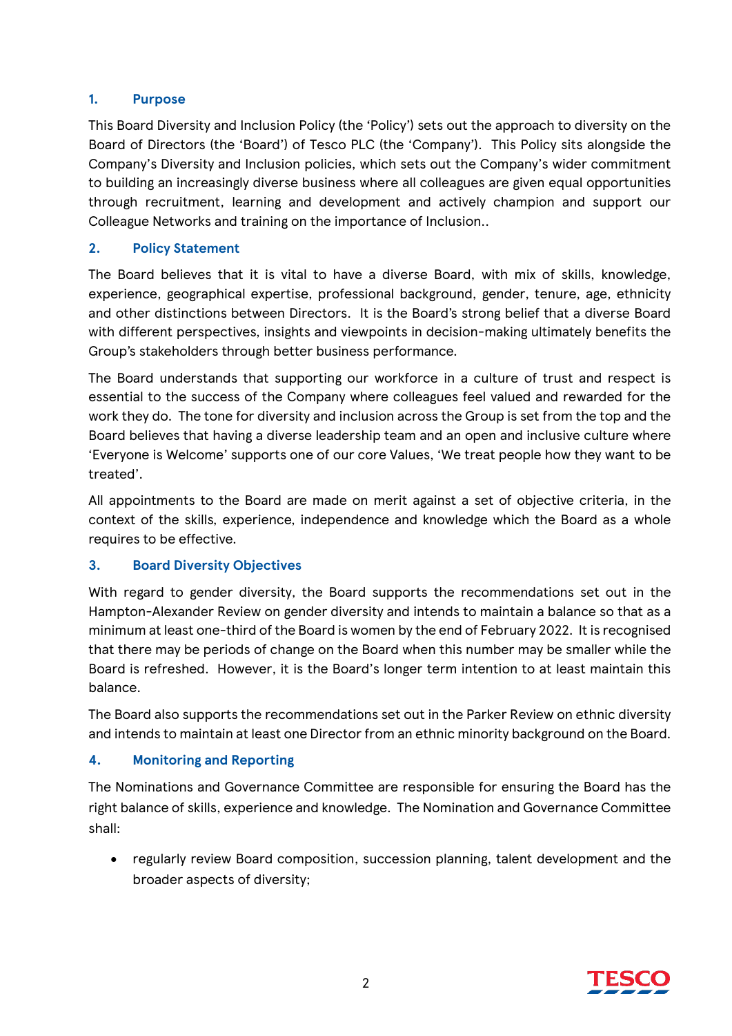## 1. Purpose

This Board Diversity and Inclusion Policy (the 'Policy') sets out the approach to diversity on the Board of Directors (the 'Board') of Tesco PLC (the 'Company'). This Policy sits alongside the Company's Diversity and Inclusion policies, which sets out the Company's wider commitment to building an increasingly diverse business where all colleagues are given equal opportunities through recruitment, learning and development and actively champion and support our Colleague Networks and training on the importance of Inclusion..

## 2. Policy Statement

The Board believes that it is vital to have a diverse Board, with mix of skills, knowledge, experience, geographical expertise, professional background, gender, tenure, age, ethnicity and other distinctions between Directors. It is the Board's strong belief that a diverse Board with different perspectives, insights and viewpoints in decision-making ultimately benefits the Group's stakeholders through better business performance.

The Board understands that supporting our workforce in a culture of trust and respect is essential to the success of the Company where colleagues feel valued and rewarded for the work they do. The tone for diversity and inclusion across the Group is set from the top and the Board believes that having a diverse leadership team and an open and inclusive culture where 'Everyone is Welcome' supports one of our core Values, 'We treat people how they want to be treated'.

All appointments to the Board are made on merit against a set of objective criteria, in the context of the skills, experience, independence and knowledge which the Board as a whole requires to be effective.

## 3. Board Diversity Objectives

With regard to gender diversity, the Board supports the recommendations set out in the Hampton-Alexander Review on gender diversity and intends to maintain a balance so that as a minimum at least one-third of the Board is women by the end of February 2022. It is recognised that there may be periods of change on the Board when this number may be smaller while the Board is refreshed. However, it is the Board's longer term intention to at least maintain this balance.

The Board also supports the recommendations set out in the Parker Review on ethnic diversity and intends to maintain at least one Director from an ethnic minority background on the Board.

## 4. Monitoring and Reporting

The Nominations and Governance Committee are responsible for ensuring the Board has the right balance of skills, experience and knowledge. The Nomination and Governance Committee shall:

- regularly review Board composition, succession planning, talent development and the broader aspects of diversity;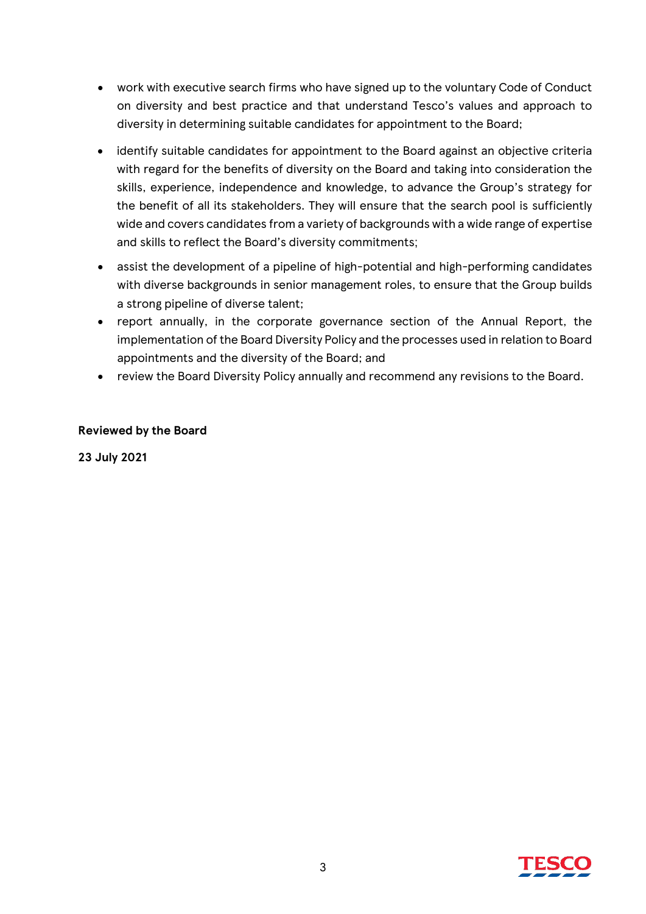- work with executive search firms who have signed up to the voluntary Code of Conduct on diversity and best practice and that understand Tesco's values and approach to diversity in determining suitable candidates for appointment to the Board;
- identify suitable candidates for appointment to the Board against an objective criteria with regard for the benefits of diversity on the Board and taking into consideration the skills, experience, independence and knowledge, to advance the Group's strategy for the benefit of all its stakeholders. They will ensure that the search pool is sufficiently wide and covers candidates from a variety of backgrounds with a wide range of expertise and skills to reflect the Board's diversity commitments;
- assist the development of a pipeline of high-potential and high-performing candidates with diverse backgrounds in senior management roles, to ensure that the Group builds a strong pipeline of diverse talent;
- report annually, in the corporate governance section of the Annual Report, the implementation of the Board Diversity Policy and the processes used in relation to Board appointments and the diversity of the Board; and
- review the Board Diversity Policy annually and recommend any revisions to the Board.

**Reviewed by the Board**

**23 July 2021**